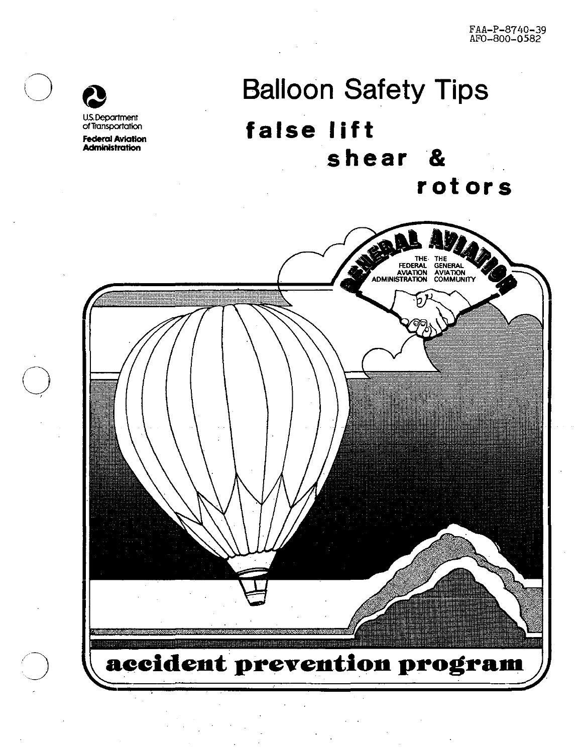FAA-P-8740-39
AFO-800-0582

U.S. Department of Transportation

**Federal Aviation Administration**

# Balloon Safety Tips

## false lift shear & rotors

GENERAL AVIATION

THE FEDERAL AVIATION ADMINISTRATION — THE GENERAL AVIATION COMMUNITY

**accident prevention program**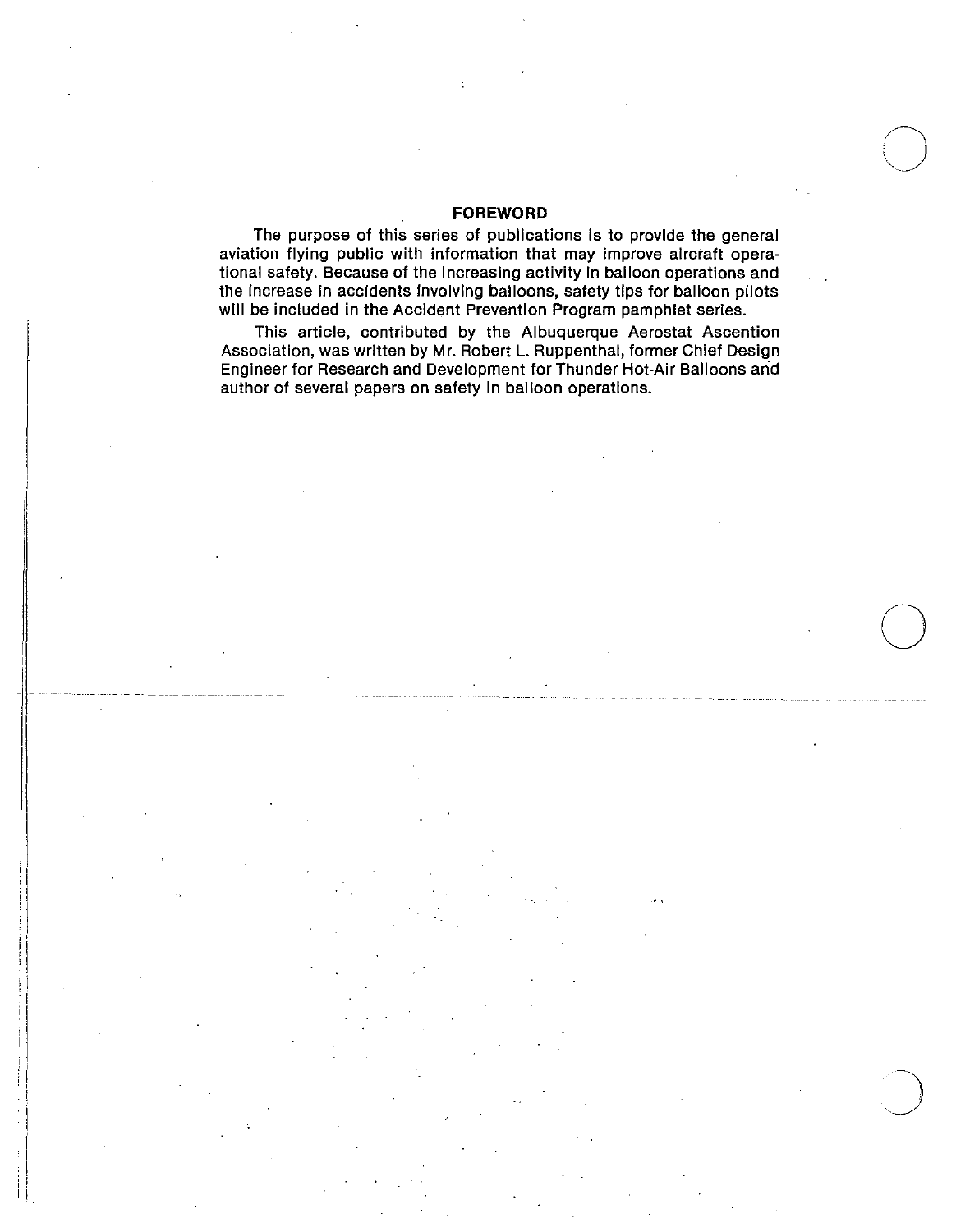## FOREWORD

The purpose of this series of publications is to provide the general aviation flying public with information that may improve aircraft operational safety. Because of the increasing activity in balloon operations and the increase in accidents involving balloons, safety tips for balloon pilots will be included in the Accident Prevention Program pamphlet series.

This article, contributed by the Albuquerque Aerostat Ascention Association, was written by Mr. Robert L. Ruppenthal, former Chief Design Engineer for Research and Development for Thunder Hot-Air Balloons and author of several papers on safety in balloon operations.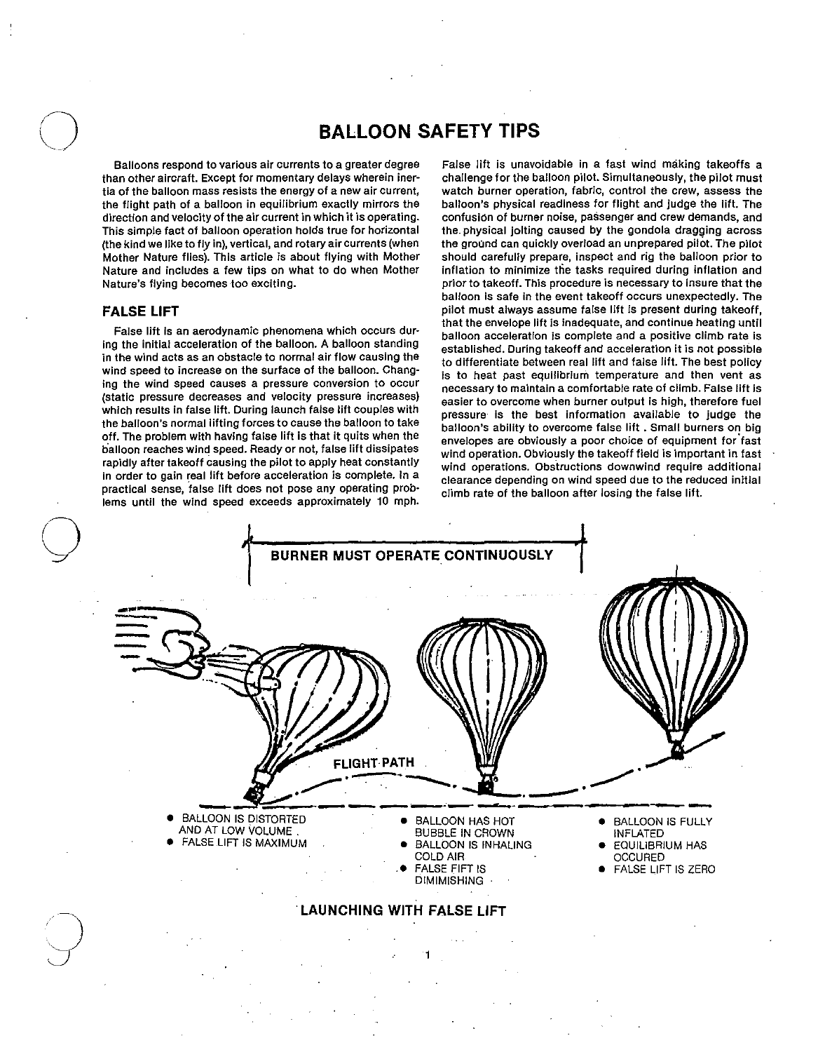# BALLOON SAFETY TIPS

Balloons respond to various air currents to a greater degree than other aircraft. Except for momentary delays wherein inertia of the balloon mass resists the energy of a new air current, the flight path of a balloon in equilibrium exactly mirrors the direction and velocity of the air current in which it is operating. This simple fact of balloon operation holds true for horizontal (the kind we like to fly in), vertical, and rotary air currents (when Mother Nature flies). This article is about flying with Mother Nature and includes a few tips on what to do when Mother Nature's flying becomes too exciting.

## FALSE LIFT

False lift is an aerodynamic phenomena which occurs during the initial acceleration of the balloon. A balloon standing in the wind acts as an obstacle to normal air flow causing the wind speed to increase on the surface of the balloon. Changing the wind speed causes a pressure conversion to occur (static pressure decreases and velocity pressure increases) which results in false lift. During launch false lift couples with the balloon's normal lifting forces to cause the balloon to take off. The problem with having false lift is that it quits when the balloon reaches wind speed. Ready or not, false lift dissipates rapidly after takeoff causing the pilot to apply heat constantly in order to gain real lift before acceleration is complete. In a practical sense, false lift does not pose any operating problems until the wind speed exceeds approximately 10 mph.

False lift is unavoidable in a fast wind making takeoffs a challenge for the balloon pilot. Simultaneously, the pilot must watch burner operation, fabric, control the crew, assess the balloon's physical readiness for flight and judge the lift. The confusion of burner noise, passenger and crew demands, and the physical jolting caused by the gondola dragging across the ground can quickly overload an unprepared pilot. The pilot should carefully prepare, inspect and rig the balloon prior to inflation to minimize the tasks required during inflation and prior to takeoff. This procedure is necessary to insure that the balloon is safe in the event takeoff occurs unexpectedly. The pilot must always assume false lift is present during takeoff, that the envelope lift is inadequate, and continue heating until balloon acceleration is complete and a positive climb rate is established. During takeoff and acceleration it is not possible to differentiate between real lift and false lift. The best policy is to heat past equilibrium temperature and then vent as necessary to maintain a comfortable rate of climb. False lift is easier to overcome when burner output is high, therefore fuel pressure is the best information available to judge the balloon's ability to overcome false lift. Small burners on big envelopes are obviously a poor choice of equipment for fast wind operation. Obviously the takeoff field is important in fast wind operations. Obstructions downwind require additional clearance depending on wind speed due to the reduced initial climb rate of the balloon after losing the false lift.

BURNER MUST OPERATE CONTINUOUSLY

FLIGHT PATH

- BALLOON IS DISTORTED AND AT LOW VOLUME.
- FALSE LIFT IS MAXIMUM

- BALLOON HAS HOT BUBBLE IN CROWN
- BALLOON IS INHALING COLD AIR
- FALSE FIFT IS DIMIMISHING

- BALLOON IS FULLY INFLATED
- EQUILIBRIUM HAS OCCURED
- FALSE LIFT IS ZERO

LAUNCHING WITH FALSE LIFT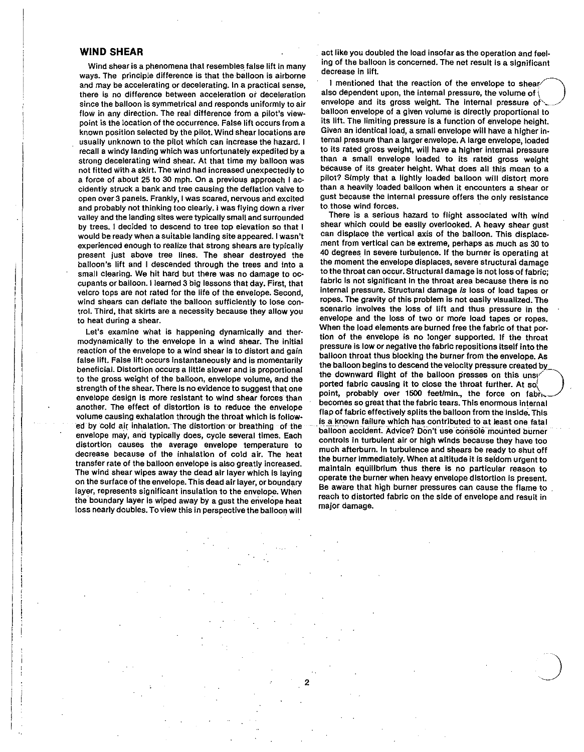## WIND SHEAR

Wind shear is a phenomena that resembles false lift in many ways. The principle difference is that the balloon is airborne and may be accelerating or decelerating. In a practical sense, there is no difference between acceleration or deceleration since the balloon is symmetrical and responds uniformly to air flow in any direction. The real difference from a pilot's viewpoint is the location of the occurrence. False lift occurs from a known position selected by the pilot. Wind shear locations are usually unknown to the pilot which can increase the hazard. I recall a windy landing which was unfortunately expedited by a strong decelerating wind shear. At that time my balloon was not fitted with a skirt. The wind had increased unexpectedly to a force of about 25 to 30 mph. On a previous approach I accidently struck a bank and tree causing the deflation valve to open over 3 panels. Frankly, I was scared, nervous and excited and probably not thinking too clearly. I was flying down a river valley and the landing sites were typically small and surrounded by trees. I decided to descend to tree top elevation so that I would be ready when a suitable landing site appeared. I wasn't experienced enough to realize that strong shears are typically present just above tree lines. The shear destroyed the balloon's lift and I descended through the trees and into a small clearing. We hit hard but there was no damage to occupants or balloon. I learned 3 big lessons that day. First, that velcro tops are not rated for the life of the envelope. Second, wind shears can deflate the balloon sufficiently to lose control. Third, that skirts are a necessity because they allow you to heat during a shear.

Let's examine what is happening dynamically and thermodynamically to the envelope in a wind shear. The initial reaction of the envelope to a wind shear is to distort and gain false lift. False lift occurs instantaneously and is momentarily beneficial. Distortion occurs a little slower and is proportional to the gross weight of the balloon, envelope volume, and the strength of the shear. There is no evidence to suggest that one envelope design is more resistant to wind shear forces than another. The effect of distortion is to reduce the envelope volume causing exhalation through the throat which is followed by cold air inhalation. The distortion or breathing of the envelope may, and typically does, cycle several times. Each distortion causes the average envelope temperature to decrease because of the inhalation of cold air. The heat transfer rate of the balloon envelope is also greatly increased. The wind shear wipes away the dead air layer which is laying on the surface of the envelope. This dead air layer, or boundary layer, represents significant insulation to the envelope. When the boundary layer is wiped away by a gust the envelope heat loss nearly doubles. To view this in perspective the balloon will act like you doubled the load insofar as the operation and feeling of the balloon is concerned. The net result is a significant decrease in lift.

I mentioned that the reaction of the envelope to shear also dependent upon, the internal pressure, the volume of envelope and its gross weight. The internal pressure of balloon envelope of a given volume is directly proportional to its lift. The limiting pressure is a function of envelope height. Given an identical load, a small envelope will have a higher internal pressure than a larger envelope. A large envelope, loaded to its rated gross weight, will have a higher internal pressure than a small envelope loaded to its rated gross weight because of its greater height. What does all this mean to a pilot? Simply that a lightly loaded balloon will distort more than a heavily loaded balloon when it encounters a shear or gust because the internal pressure offers the only resistance to those wind forces.

There is a serious hazard to flight associated with wind shear which could be easily overlooked. A heavy shear gust can displace the vertical axis of the balloon. This displacement from vertical can be extreme, perhaps as much as 30 to 40 degrees in severe turbulence. If the burner is operating at the moment the envelope displaces, severe structural damage to the throat can occur. Structural damage is not loss of fabric; fabric is not significant in the throat area because there is no internal pressure. Structural damage *is* loss of load tapes or ropes. The gravity of this problem is not easily visualized. The scenario involves the loss of lift and thus pressure in the envelope and the loss of two or more load tapes or ropes. When the load elements are burned free the fabric of that portion of the envelope is no longer supported. If the throat pressure is low or negative the fabric repositions itself into the balloon throat thus blocking the burner from the envelope. As the balloon begins to descend the velocity pressure created by the downward flight of the balloon presses on this unsupported fabric causing it to close the throat further. At some point, probably over 1500 feet/min., the force on fabric becomes so great that the fabric tears. This enormous internal flap of fabric effectively splits the balloon from the inside. This is a known failure which has contributed to at least one fatal balloon accident. Advice? Don't use console mounted burner controls in turbulent air or high winds because they have too much afterburn. In turbulence and shears be ready to shut off the burner immediately. When at altitude it is seldom urgent to maintain equilibrium thus there is no particular reason to operate the burner when heavy envelope distortion is present. Be aware that high burner pressures can cause the flame to reach to distorted fabric on the side of envelope and result in major damage.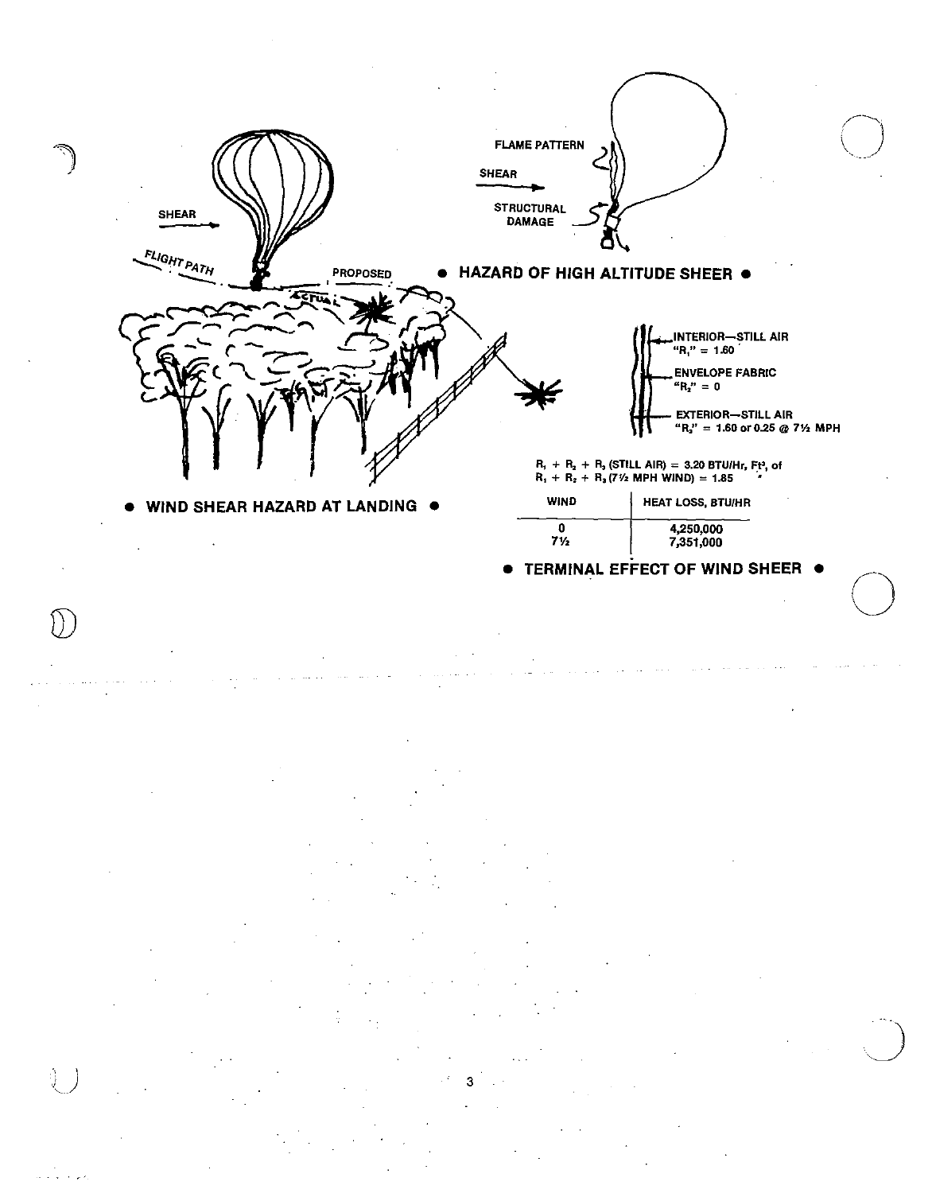SHEAR

FLIGHT PATH

PROPOSED

ACTUAL

● WIND SHEAR HAZARD AT LANDING ●

FLAME PATTERN

SHEAR

STRUCTURAL DAMAGE

● HAZARD OF HIGH ALTITUDE SHEER ●

INTERIOR—STILL AIR "$R_1$" = 1.60

ENVELOPE FABRIC "$R_2$" = 0

EXTERIOR—STILL AIR "$R_3$" = 1.60 or 0.25 @ 7½ MPH

$R_1 + R_2 + R_3$ (STILL AIR) = 3.20 BTU/Hr, Ft², of
$R_1 + R_2 + R_3$ (7½ MPH WIND) = 1.85 "

| WIND | HEAT LOSS, BTU/HR |
| --- | --- |
| 0 | 4,250,000 |
| 7½ | 7,351,000 |

● TERMINAL EFFECT OF WIND SHEER ●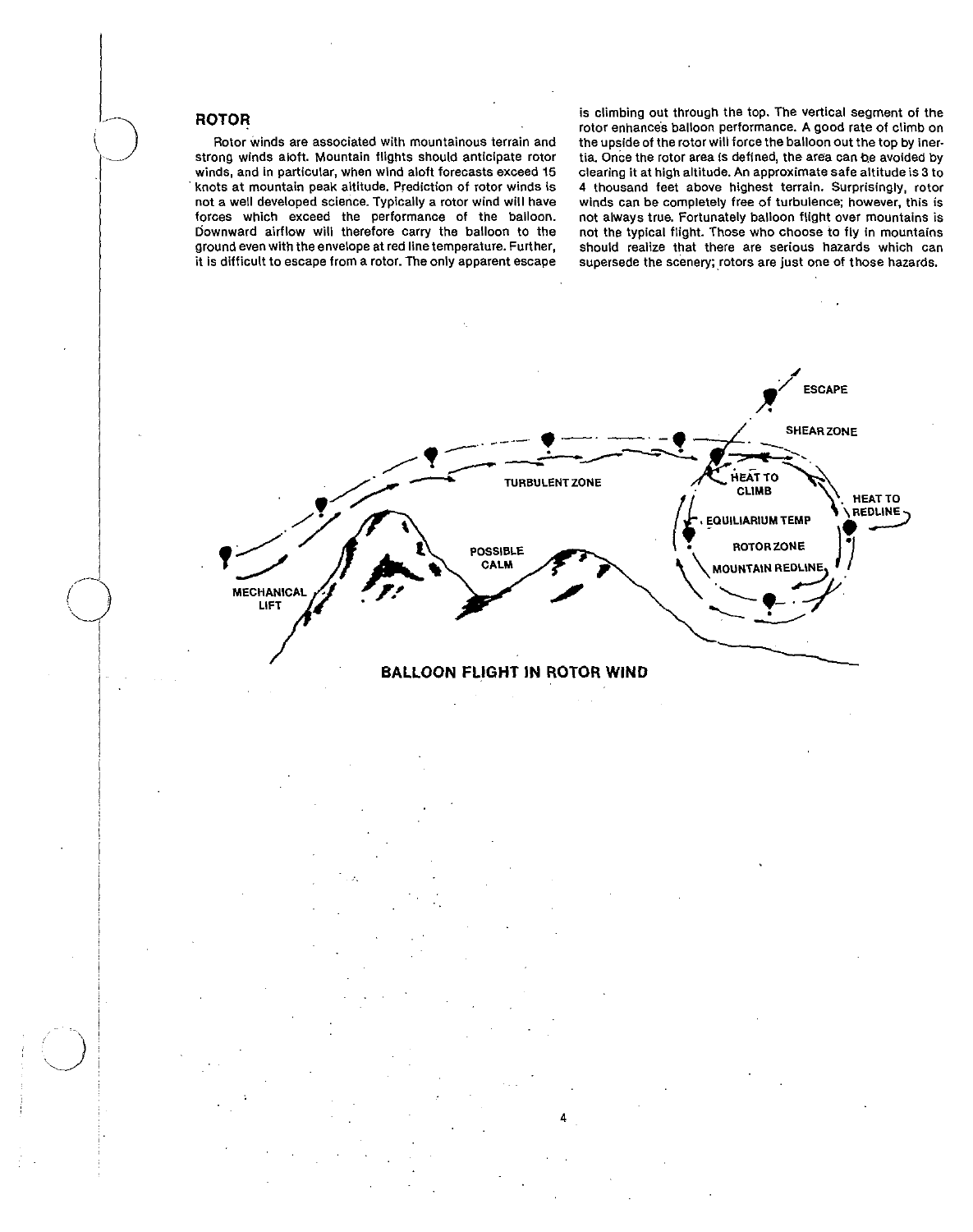## ROTOR

Rotor winds are associated with mountainous terrain and strong winds aloft. Mountain flights should anticipate rotor winds, and in particular, when wind aloft forecasts exceed 15 knots at mountain peak altitude. Prediction of rotor winds is not a well developed science. Typically a rotor wind will have forces which exceed the performance of the balloon. Downward airflow will therefore carry the balloon to the ground even with the envelope at red line temperature. Further, it is difficult to escape from a rotor. The only apparent escape is climbing out through the top. The vertical segment of the rotor enhances balloon performance. A good rate of climb on the upside of the rotor will force the balloon out the top by inertia. Once the rotor area is defined, the area can be avoided by clearing it at high altitude. An approximate safe altitude is 3 to 4 thousand feet above highest terrain. Surprisingly, rotor winds can be completely free of turbulence; however, this is not always true. Fortunately balloon flight over mountains is not the typical flight. Those who choose to fly in mountains should realize that there are serious hazards which can supersede the scenery; rotors are just one of those hazards.

ESCAPE

SHEAR ZONE

TURBULENT ZONE

HEAT TO CLIMB

HEAT TO REDLINE

EQUILIARIUM TEMP

ROTOR ZONE

MOUNTAIN REDLINE

POSSIBLE CALM

MECHANICAL LIFT

**BALLOON FLIGHT IN ROTOR WIND**